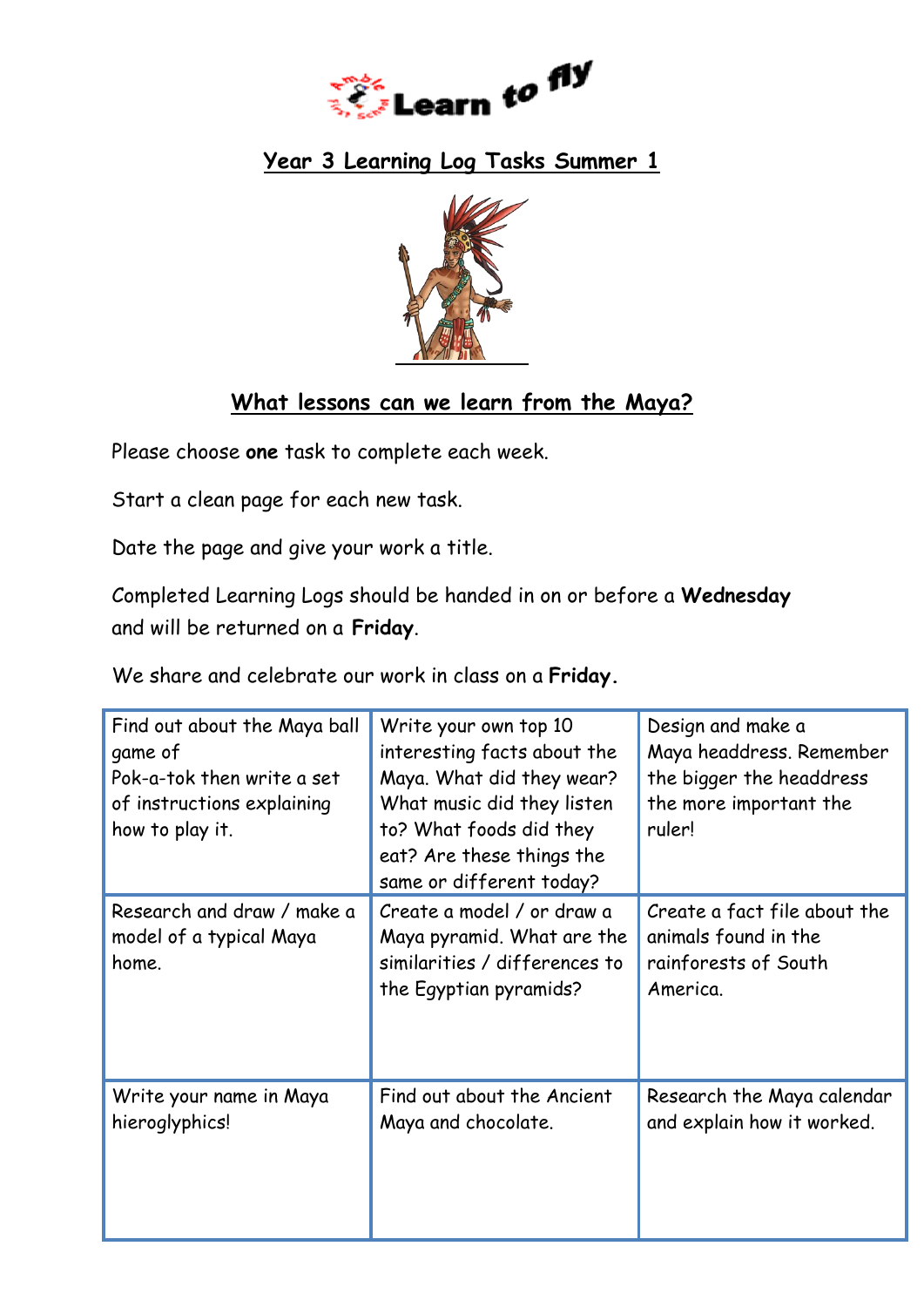Learn to fly

## Year 3 Learning Log Tasks Summer 1

## What lessons can we learn from the Maya?

Please choose **one** task to complete each week.

Start a clean page for each new task.

Date the page and give your work a title.

Completed Learning Logs should be handed in on or before a **Wednesday** and will be returned on a **Friday**.

We share and celebrate our work in class on a **Friday.**

| | | |
|---|---|---|
| Find out about the Maya ball game of Pok-a-tok then write a set of instructions explaining how to play it. | Write your own top 10 interesting facts about the Maya. What did they wear? What music did they listen to? What foods did they eat? Are these things the same or different today? | Design and make a Maya headdress. Remember the bigger the headdress the more important the ruler! |
| Research and draw / make a model of a typical Maya home. | Create a model / or draw a Maya pyramid. What are the similarities / differences to the Egyptian pyramids? | Create a fact file about the animals found in the rainforests of South America. |
| Write your name in Maya hieroglyphics! | Find out about the Ancient Maya and chocolate. | Research the Maya calendar and explain how it worked. |